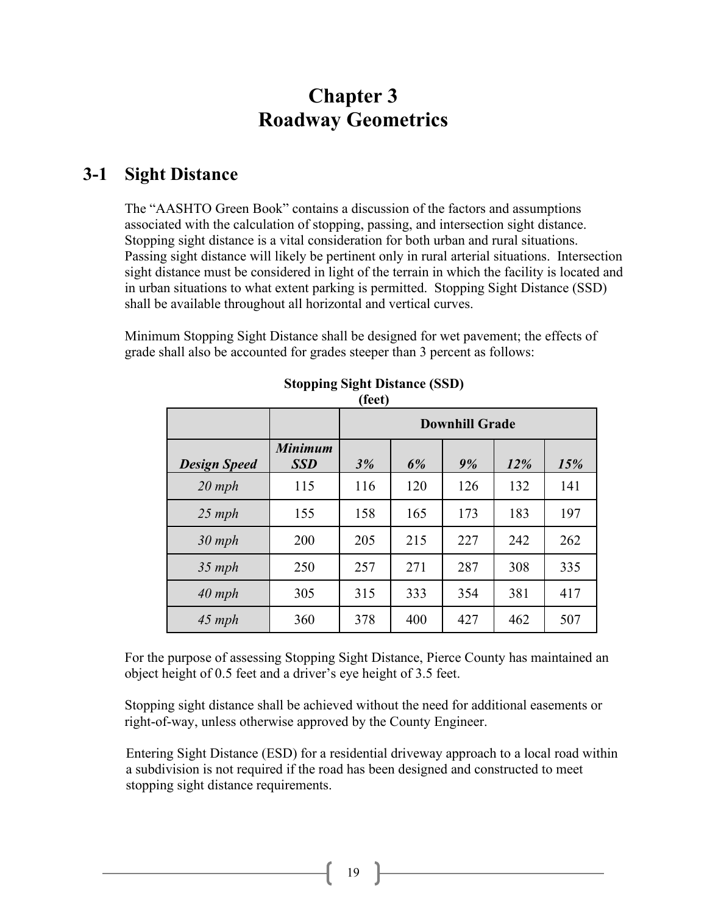# Chapter 3
# Roadway Geometrics

## 3-1 Sight Distance

The “AASHTO Green Book” contains a discussion of the factors and assumptions associated with the calculation of stopping, passing, and intersection sight distance. Stopping sight distance is a vital consideration for both urban and rural situations. Passing sight distance will likely be pertinent only in rural arterial situations. Intersection sight distance must be considered in light of the terrain in which the facility is located and in urban situations to what extent parking is permitted. Stopping Sight Distance (SSD) shall be available throughout all horizontal and vertical curves.

Minimum Stopping Sight Distance shall be designed for wet pavement; the effects of grade shall also be accounted for grades steeper than 3 percent as follows:

**Stopping Sight Distance (SSD)**
**(feet)**

| | | **Downhill Grade** | | | | |
|---|---|---|---|---|---|---|
| ***Design Speed*** | ***Minimum SSD*** | ***3%*** | ***6%*** | ***9%*** | ***12%*** | ***15%*** |
| *20 mph* | 115 | 116 | 120 | 126 | 132 | 141 |
| *25 mph* | 155 | 158 | 165 | 173 | 183 | 197 |
| *30 mph* | 200 | 205 | 215 | 227 | 242 | 262 |
| *35 mph* | 250 | 257 | 271 | 287 | 308 | 335 |
| *40 mph* | 305 | 315 | 333 | 354 | 381 | 417 |
| *45 mph* | 360 | 378 | 400 | 427 | 462 | 507 |

For the purpose of assessing Stopping Sight Distance, Pierce County has maintained an object height of 0.5 feet and a driver’s eye height of 3.5 feet.

Stopping sight distance shall be achieved without the need for additional easements or right-of-way, unless otherwise approved by the County Engineer.

Entering Sight Distance (ESD) for a residential driveway approach to a local road within a subdivision is not required if the road has been designed and constructed to meet stopping sight distance requirements.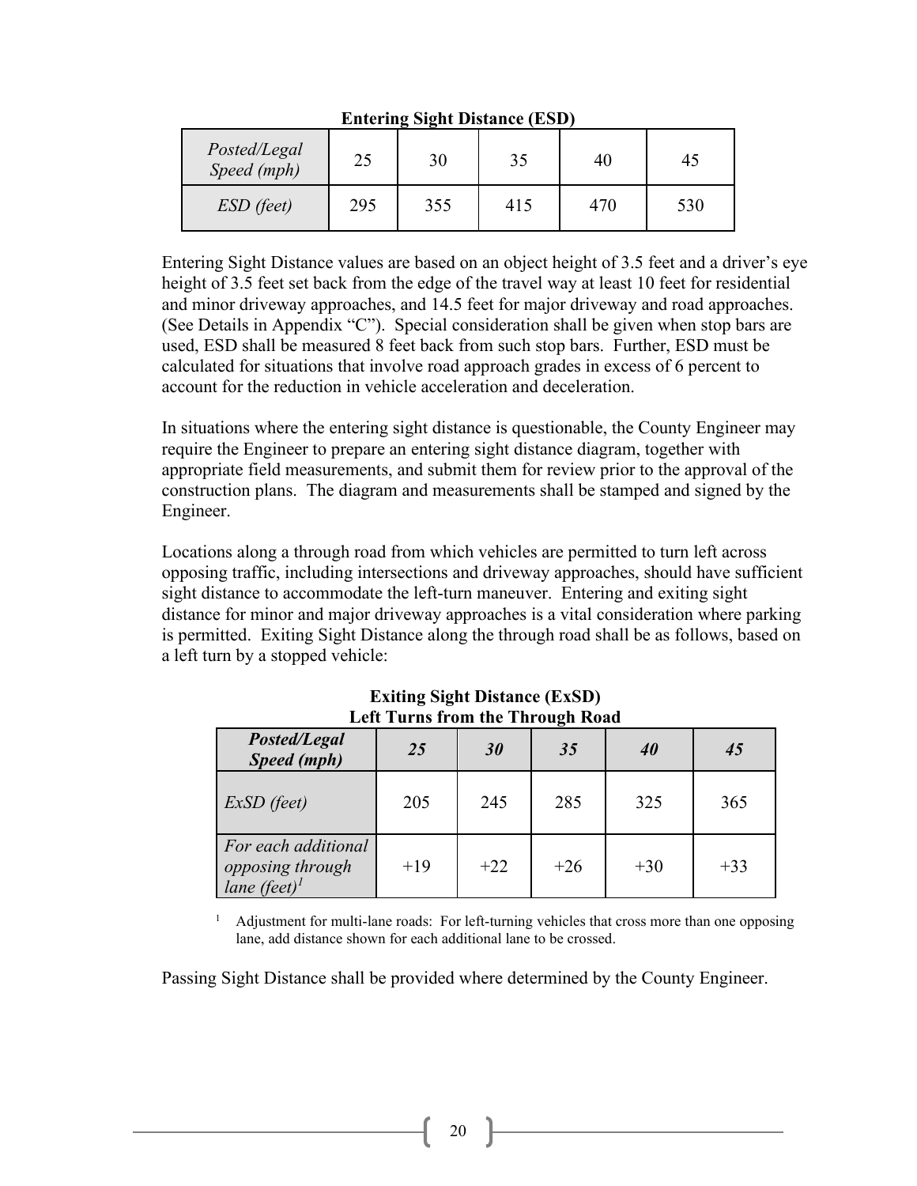**Entering Sight Distance (ESD)**

| *Posted/Legal Speed (mph)* | 25 | 30 | 35 | 40 | 45 |
|---|---|---|---|---|---|
| *ESD (feet)* | 295 | 355 | 415 | 470 | 530 |

Entering Sight Distance values are based on an object height of 3.5 feet and a driver's eye height of 3.5 feet set back from the edge of the travel way at least 10 feet for residential and minor driveway approaches, and 14.5 feet for major driveway and road approaches. (See Details in Appendix "C"). Special consideration shall be given when stop bars are used, ESD shall be measured 8 feet back from such stop bars. Further, ESD must be calculated for situations that involve road approach grades in excess of 6 percent to account for the reduction in vehicle acceleration and deceleration.

In situations where the entering sight distance is questionable, the County Engineer may require the Engineer to prepare an entering sight distance diagram, together with appropriate field measurements, and submit them for review prior to the approval of the construction plans. The diagram and measurements shall be stamped and signed by the Engineer.

Locations along a through road from which vehicles are permitted to turn left across opposing traffic, including intersections and driveway approaches, should have sufficient sight distance to accommodate the left-turn maneuver. Entering and exiting sight distance for minor and major driveway approaches is a vital consideration where parking is permitted. Exiting Sight Distance along the through road shall be as follows, based on a left turn by a stopped vehicle:

**Exiting Sight Distance (ExSD)**
**Left Turns from the Through Road**

| ***Posted/Legal Speed (mph)*** | ***25*** | ***30*** | ***35*** | ***40*** | ***45*** |
|---|---|---|---|---|---|
| *ExSD (feet)* | 205 | 245 | 285 | 325 | 365 |
| *For each additional opposing through lane (feet)*[1] | +19 | +22 | +26 | +30 | +33 |

[1] Adjustment for multi-lane roads: For left-turning vehicles that cross more than one opposing lane, add distance shown for each additional lane to be crossed.

Passing Sight Distance shall be provided where determined by the County Engineer.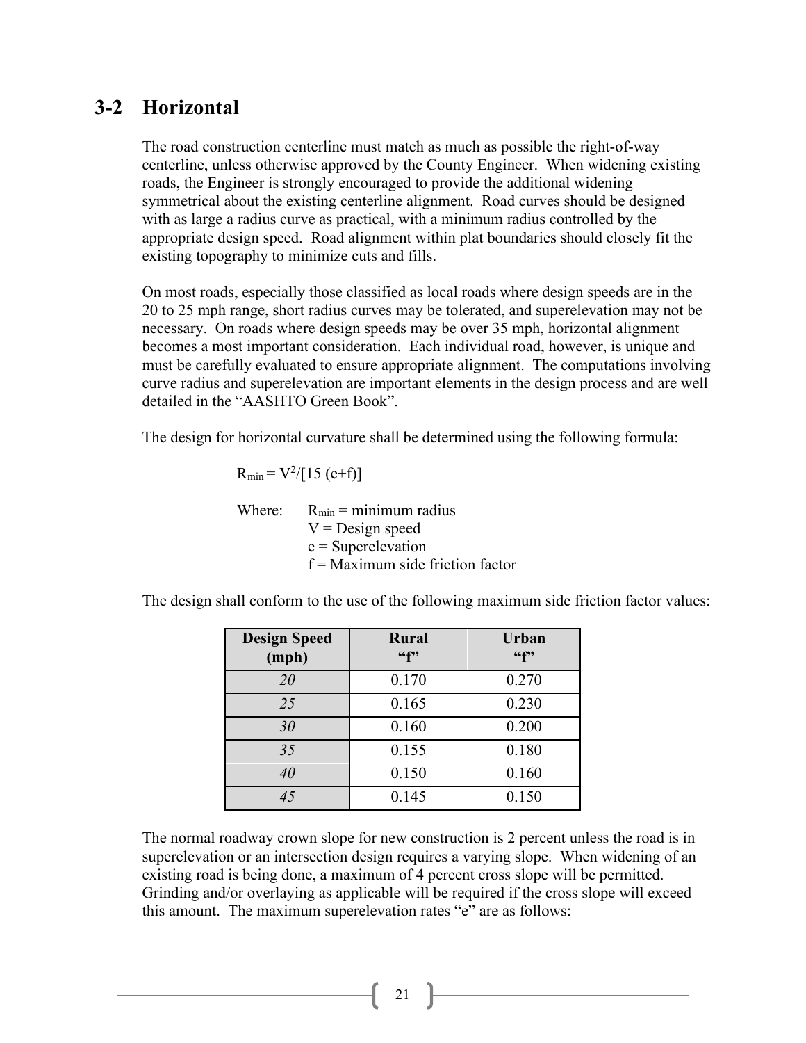## 3-2 Horizontal

The road construction centerline must match as much as possible the right-of-way centerline, unless otherwise approved by the County Engineer. When widening existing roads, the Engineer is strongly encouraged to provide the additional widening symmetrical about the existing centerline alignment. Road curves should be designed with as large a radius curve as practical, with a minimum radius controlled by the appropriate design speed. Road alignment within plat boundaries should closely fit the existing topography to minimize cuts and fills.

On most roads, especially those classified as local roads where design speeds are in the 20 to 25 mph range, short radius curves may be tolerated, and superelevation may not be necessary. On roads where design speeds may be over 35 mph, horizontal alignment becomes a most important consideration. Each individual road, however, is unique and must be carefully evaluated to ensure appropriate alignment. The computations involving curve radius and superelevation are important elements in the design process and are well detailed in the "AASHTO Green Book".

The design for horizontal curvature shall be determined using the following formula:

$$R_{min} = V^2/[15\ (e+f)]$$

Where:
- $R_{min}$ = minimum radius
- $V$ = Design speed
- $e$ = Superelevation
- $f$ = Maximum side friction factor

The design shall conform to the use of the following maximum side friction factor values:

| Design Speed (mph) | Rural "f" | Urban "f" |
|---|---|---|
| *20* | 0.170 | 0.270 |
| *25* | 0.165 | 0.230 |
| *30* | 0.160 | 0.200 |
| *35* | 0.155 | 0.180 |
| *40* | 0.150 | 0.160 |
| *45* | 0.145 | 0.150 |

The normal roadway crown slope for new construction is 2 percent unless the road is in superelevation or an intersection design requires a varying slope. When widening of an existing road is being done, a maximum of 4 percent cross slope will be permitted. Grinding and/or overlaying as applicable will be required if the cross slope will exceed this amount. The maximum superelevation rates "e" are as follows: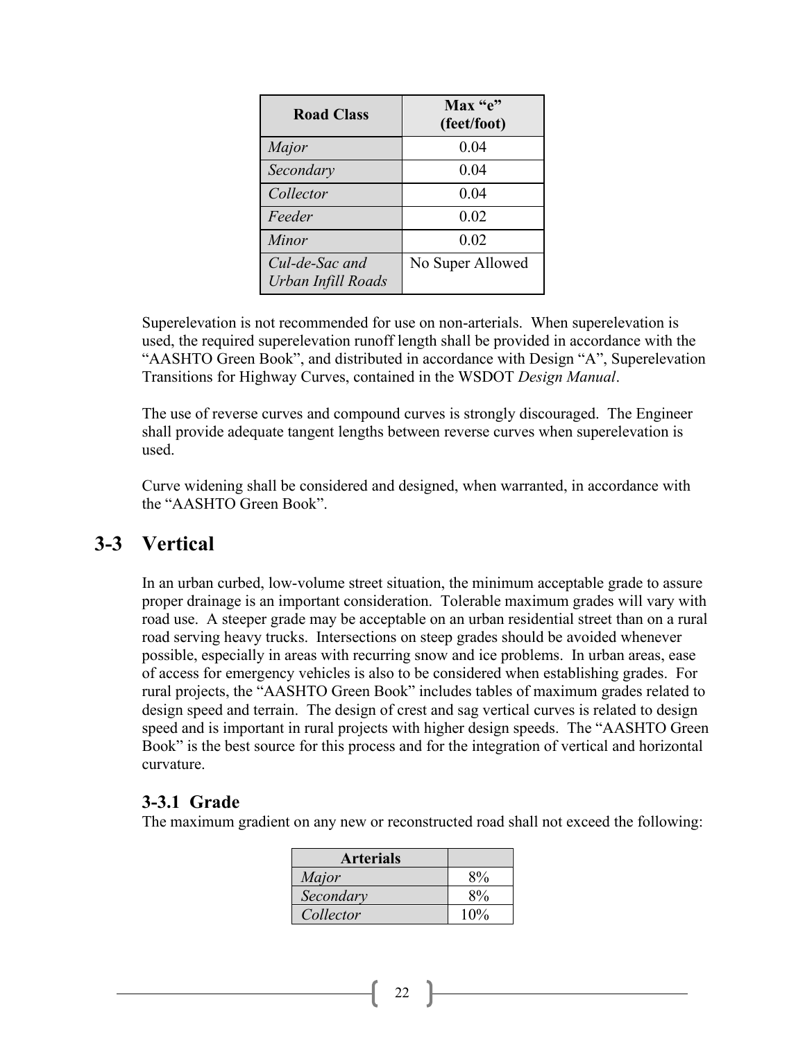| Road Class | Max "e" (feet/foot) |
|---|---|
| *Major* | 0.04 |
| *Secondary* | 0.04 |
| *Collector* | 0.04 |
| *Feeder* | 0.02 |
| *Minor* | 0.02 |
| *Cul-de-Sac and Urban Infill Roads* | No Super Allowed |

Superelevation is not recommended for use on non-arterials. When superelevation is used, the required superelevation runoff length shall be provided in accordance with the "AASHTO Green Book", and distributed in accordance with Design "A", Superelevation Transitions for Highway Curves, contained in the WSDOT *Design Manual*.

The use of reverse curves and compound curves is strongly discouraged. The Engineer shall provide adequate tangent lengths between reverse curves when superelevation is used.

Curve widening shall be considered and designed, when warranted, in accordance with the "AASHTO Green Book".

## 3-3 Vertical

In an urban curbed, low-volume street situation, the minimum acceptable grade to assure proper drainage is an important consideration. Tolerable maximum grades will vary with road use. A steeper grade may be acceptable on an urban residential street than on a rural road serving heavy trucks. Intersections on steep grades should be avoided whenever possible, especially in areas with recurring snow and ice problems. In urban areas, ease of access for emergency vehicles is also to be considered when establishing grades. For rural projects, the "AASHTO Green Book" includes tables of maximum grades related to design speed and terrain. The design of crest and sag vertical curves is related to design speed and is important in rural projects with higher design speeds. The "AASHTO Green Book" is the best source for this process and for the integration of vertical and horizontal curvature.

### 3-3.1 Grade

The maximum gradient on any new or reconstructed road shall not exceed the following:

| Arterials | |
|---|---|
| *Major* | 8% |
| *Secondary* | 8% |
| *Collector* | 10% |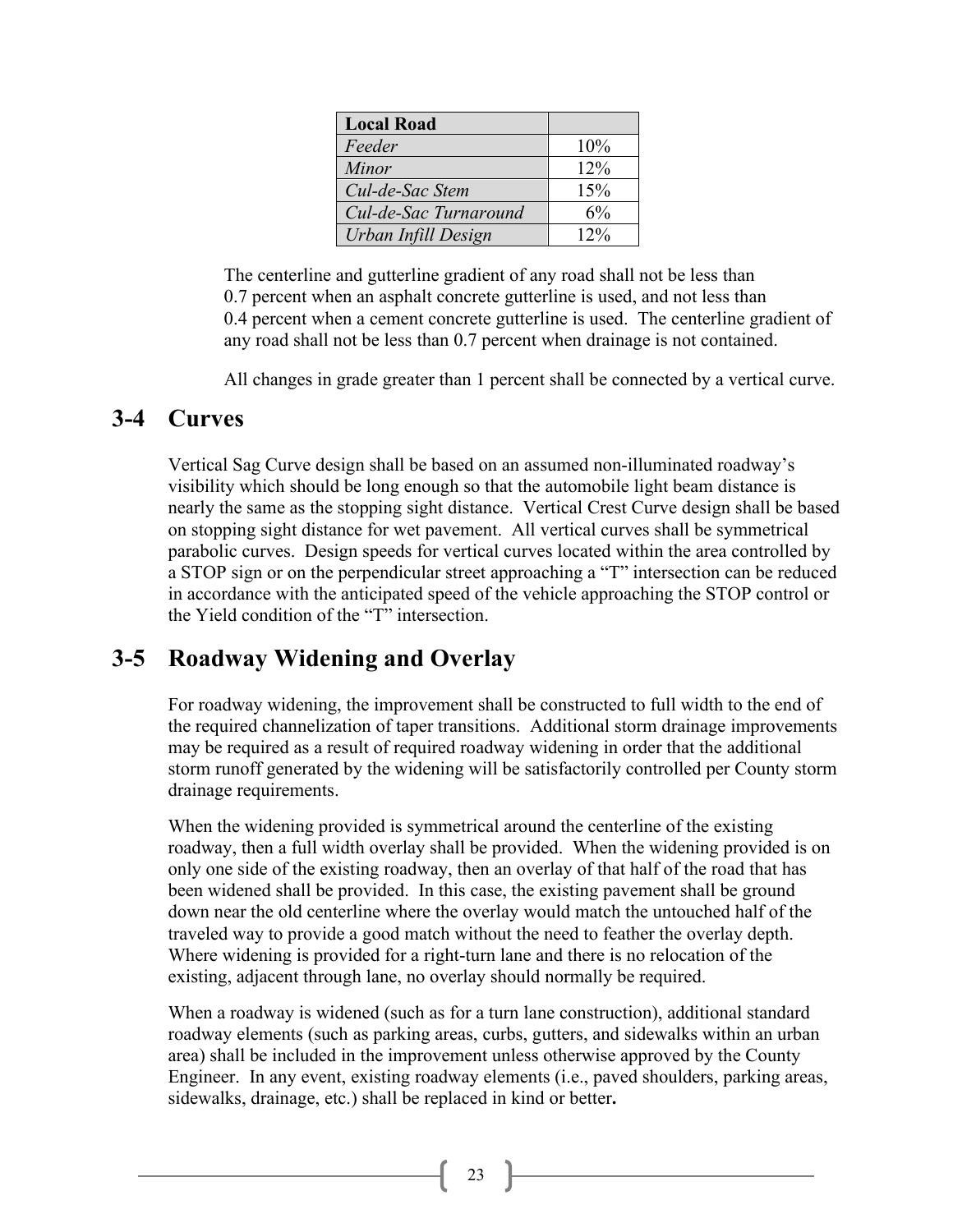| **Local Road** | |
| --- | --- |
| *Feeder* | 10% |
| *Minor* | 12% |
| *Cul-de-Sac Stem* | 15% |
| *Cul-de-Sac Turnaround* | 6% |
| *Urban Infill Design* | 12% |

The centerline and gutterline gradient of any road shall not be less than 0.7 percent when an asphalt concrete gutterline is used, and not less than 0.4 percent when a cement concrete gutterline is used. The centerline gradient of any road shall not be less than 0.7 percent when drainage is not contained.

All changes in grade greater than 1 percent shall be connected by a vertical curve.

## 3-4 Curves

Vertical Sag Curve design shall be based on an assumed non-illuminated roadway's visibility which should be long enough so that the automobile light beam distance is nearly the same as the stopping sight distance. Vertical Crest Curve design shall be based on stopping sight distance for wet pavement. All vertical curves shall be symmetrical parabolic curves. Design speeds for vertical curves located within the area controlled by a STOP sign or on the perpendicular street approaching a "T" intersection can be reduced in accordance with the anticipated speed of the vehicle approaching the STOP control or the Yield condition of the "T" intersection.

## 3-5 Roadway Widening and Overlay

For roadway widening, the improvement shall be constructed to full width to the end of the required channelization of taper transitions. Additional storm drainage improvements may be required as a result of required roadway widening in order that the additional storm runoff generated by the widening will be satisfactorily controlled per County storm drainage requirements.

When the widening provided is symmetrical around the centerline of the existing roadway, then a full width overlay shall be provided. When the widening provided is on only one side of the existing roadway, then an overlay of that half of the road that has been widened shall be provided. In this case, the existing pavement shall be ground down near the old centerline where the overlay would match the untouched half of the traveled way to provide a good match without the need to feather the overlay depth. Where widening is provided for a right-turn lane and there is no relocation of the existing, adjacent through lane, no overlay should normally be required.

When a roadway is widened (such as for a turn lane construction), additional standard roadway elements (such as parking areas, curbs, gutters, and sidewalks within an urban area) shall be included in the improvement unless otherwise approved by the County Engineer. In any event, existing roadway elements (i.e., paved shoulders, parking areas, sidewalks, drainage, etc.) shall be replaced in kind or better**.**